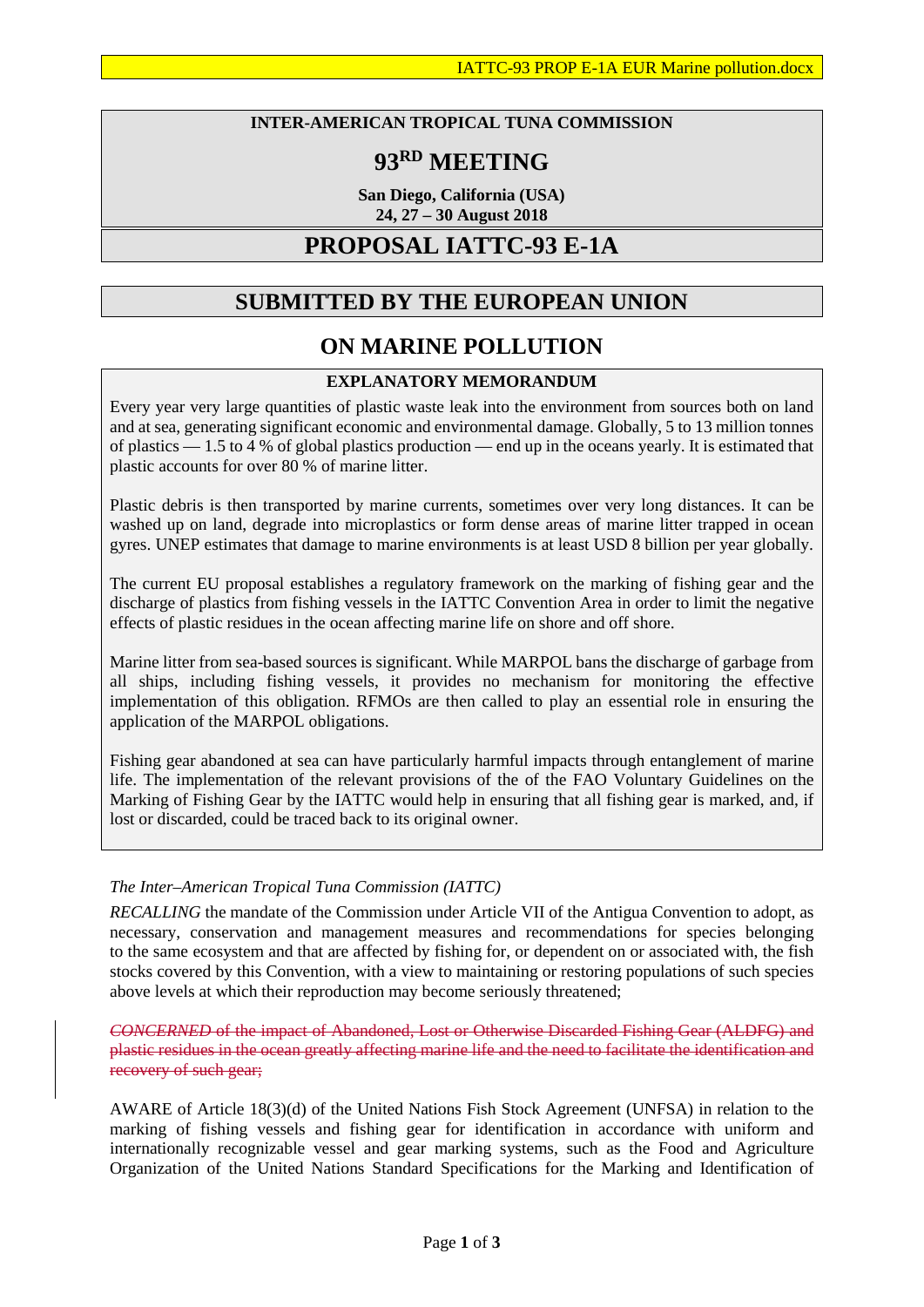IATTC-93 PROP E-1A EUR Marine pollution.docx

**INTER-AMERICAN TROPICAL TUNA COMMISSION**

# 93RD MEETING

**San Diego, California (USA)**
**24, 27 – 30 August 2018**

# PROPOSAL IATTC-93 E-1A

## SUBMITTED BY THE EUROPEAN UNION

## ON MARINE POLLUTION

### EXPLANATORY MEMORANDUM

Every year very large quantities of plastic waste leak into the environment from sources both on land and at sea, generating significant economic and environmental damage. Globally, 5 to 13 million tonnes of plastics — 1.5 to 4 % of global plastics production — end up in the oceans yearly. It is estimated that plastic accounts for over 80 % of marine litter.

Plastic debris is then transported by marine currents, sometimes over very long distances. It can be washed up on land, degrade into microplastics or form dense areas of marine litter trapped in ocean gyres. UNEP estimates that damage to marine environments is at least USD 8 billion per year globally.

The current EU proposal establishes a regulatory framework on the marking of fishing gear and the discharge of plastics from fishing vessels in the IATTC Convention Area in order to limit the negative effects of plastic residues in the ocean affecting marine life on shore and off shore.

Marine litter from sea-based sources is significant. While MARPOL bans the discharge of garbage from all ships, including fishing vessels, it provides no mechanism for monitoring the effective implementation of this obligation. RFMOs are then called to play an essential role in ensuring the application of the MARPOL obligations.

Fishing gear abandoned at sea can have particularly harmful impacts through entanglement of marine life. The implementation of the relevant provisions of the of the FAO Voluntary Guidelines on the Marking of Fishing Gear by the IATTC would help in ensuring that all fishing gear is marked, and, if lost or discarded, could be traced back to its original owner.

*The Inter–American Tropical Tuna Commission (IATTC)*

*RECALLING* the mandate of the Commission under Article VII of the Antigua Convention to adopt, as necessary, conservation and management measures and recommendations for species belonging to the same ecosystem and that are affected by fishing for, or dependent on or associated with, the fish stocks covered by this Convention, with a view to maintaining or restoring populations of such species above levels at which their reproduction may become seriously threatened;

~~*CONCERNED* of the impact of Abandoned, Lost or Otherwise Discarded Fishing Gear (ALDFG) and plastic residues in the ocean greatly affecting marine life and the need to facilitate the identification and recovery of such gear;~~

AWARE of Article 18(3)(d) of the United Nations Fish Stock Agreement (UNFSA) in relation to the marking of fishing vessels and fishing gear for identification in accordance with uniform and internationally recognizable vessel and gear marking systems, such as the Food and Agriculture Organization of the United Nations Standard Specifications for the Marking and Identification of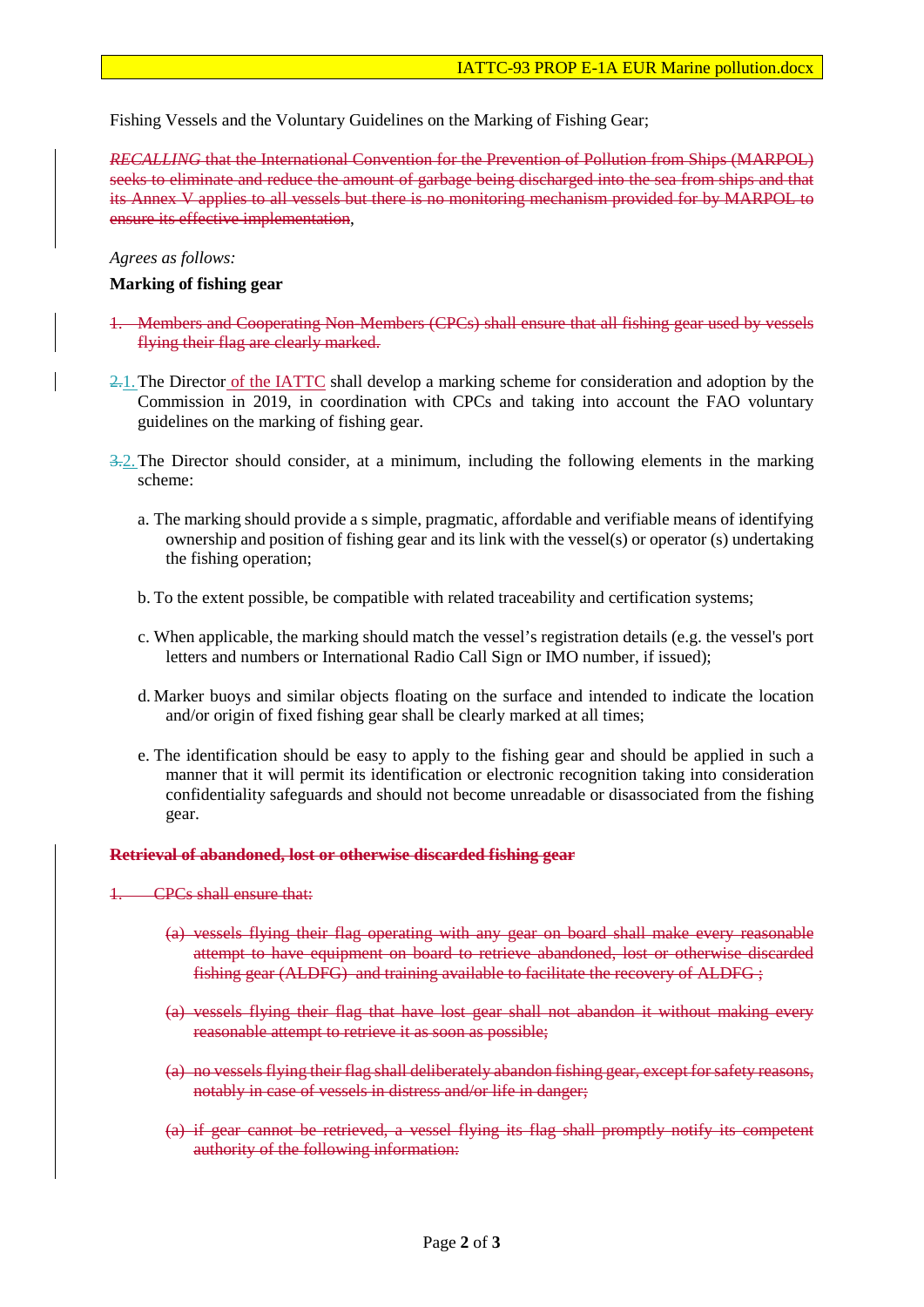Fishing Vessels and the Voluntary Guidelines on the Marking of Fishing Gear;

~~*RECALLING* that the International Convention for the Prevention of Pollution from Ships (MARPOL) seeks to eliminate and reduce the amount of garbage being discharged into the sea from ships and that its Annex V applies to all vessels but there is no monitoring mechanism provided for by MARPOL to ensure its effective implementation~~,

*Agrees as follows:*

**Marking of fishing gear**

~~1. Members and Cooperating Non-Members (CPCs) shall ensure that all fishing gear used by vessels flying their flag are clearly marked.~~

~~2.~~1. The Director of the IATTC shall develop a marking scheme for consideration and adoption by the Commission in 2019, in coordination with CPCs and taking into account the FAO voluntary guidelines on the marking of fishing gear.

~~3.~~2. The Director should consider, at a minimum, including the following elements in the marking scheme:

a. The marking should provide a s simple, pragmatic, affordable and verifiable means of identifying ownership and position of fishing gear and its link with the vessel(s) or operator (s) undertaking the fishing operation;

b. To the extent possible, be compatible with related traceability and certification systems;

c. When applicable, the marking should match the vessel's registration details (e.g. the vessel's port letters and numbers or International Radio Call Sign or IMO number, if issued);

d. Marker buoys and similar objects floating on the surface and intended to indicate the location and/or origin of fixed fishing gear shall be clearly marked at all times;

e. The identification should be easy to apply to the fishing gear and should be applied in such a manner that it will permit its identification or electronic recognition taking into consideration confidentiality safeguards and should not become unreadable or disassociated from the fishing gear.

~~**Retrieval of abandoned, lost or otherwise discarded fishing gear**~~

~~1. CPCs shall ensure that:~~

~~(a) vessels flying their flag operating with any gear on board shall make every reasonable attempt to have equipment on board to retrieve abandoned, lost or otherwise discarded fishing gear (ALDFG) and training available to facilitate the recovery of ALDFG ;~~

~~(a) vessels flying their flag that have lost gear shall not abandon it without making every reasonable attempt to retrieve it as soon as possible;~~

~~(a) no vessels flying their flag shall deliberately abandon fishing gear, except for safety reasons, notably in case of vessels in distress and/or life in danger;~~

~~(a) if gear cannot be retrieved, a vessel flying its flag shall promptly notify its competent authority of the following information:~~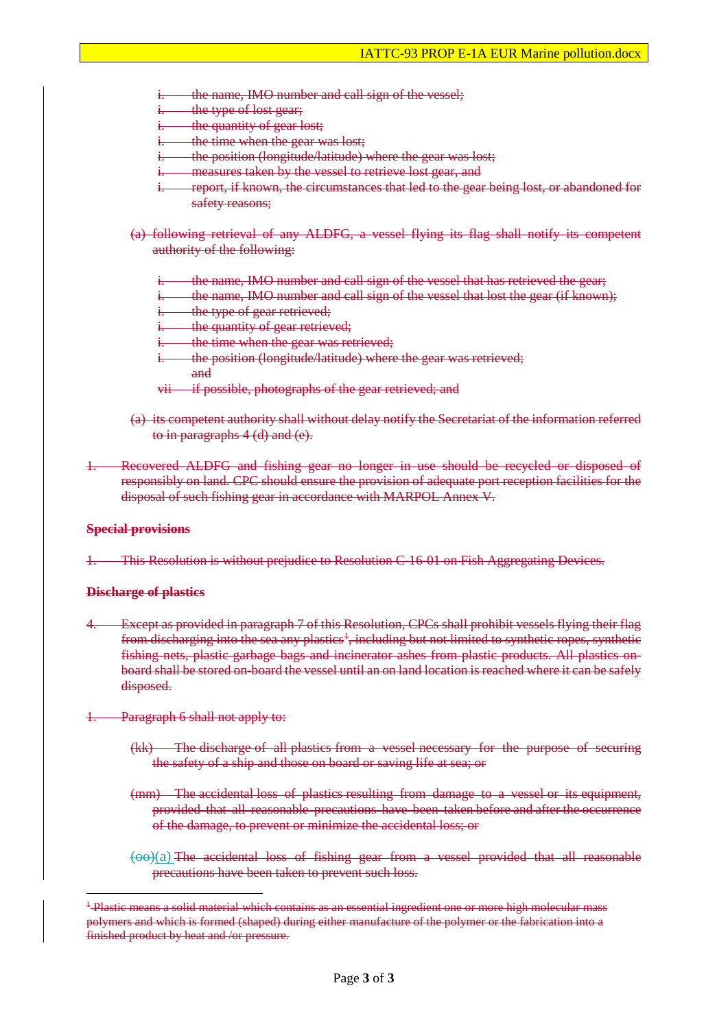i. the name, IMO number and call sign of the vessel;
i. the type of lost gear;
i. the quantity of gear lost;
i. the time when the gear was lost;
i. the position (longitude/latitude) where the gear was lost;
i. measures taken by the vessel to retrieve lost gear, and
i. report, if known, the circumstances that led to the gear being lost, or abandoned for safety reasons;

(a) following retrieval of any ALDFG, a vessel flying its flag shall notify its competent authority of the following:

i. the name, IMO number and call sign of the vessel that has retrieved the gear;
i. the name, IMO number and call sign of the vessel that lost the gear (if known);
i. the type of gear retrieved;
i. the quantity of gear retrieved;
i. the time when the gear was retrieved;
i. the position (longitude/latitude) where the gear was retrieved; and
vii if possible, photographs of the gear retrieved; and

(a) its competent authority shall without delay notify the Secretariat of the information referred to in paragraphs 4 (d) and (e).

1. Recovered ALDFG and fishing gear no longer in use should be recycled or disposed of responsibly on land. CPC should ensure the provision of adequate port reception facilities for the disposal of such fishing gear in accordance with MARPOL Annex V.

**Special provisions**

1. This Resolution is without prejudice to Resolution C-16-01 on Fish Aggregating Devices.

**Discharge of plastics**

4. Except as provided in paragraph 7 of this Resolution, CPCs shall prohibit vessels flying their flag from discharging into the sea any plastics[1], including but not limited to synthetic ropes, synthetic fishing nets, plastic garbage bags and incinerator ashes from plastic products. All plastics on-board shall be stored on-board the vessel until an on land location is reached where it can be safely disposed.

1. Paragraph 6 shall not apply to:

(kk) The discharge of all plastics from a vessel necessary for the purpose of securing the safety of a ship and those on board or saving life at sea; or

(mm) The accidental loss of plastics resulting from damage to a vessel or its equipment, provided that all reasonable precautions have been taken before and after the occurrence of the damage, to prevent or minimize the accidental loss; or

(oo)(a) The accidental loss of fishing gear from a vessel provided that all reasonable precautions have been taken to prevent such loss.

[1] Plastic means a solid material which contains as an essential ingredient one or more high molecular mass polymers and which is formed (shaped) during either manufacture of the polymer or the fabrication into a finished product by heat and /or pressure.